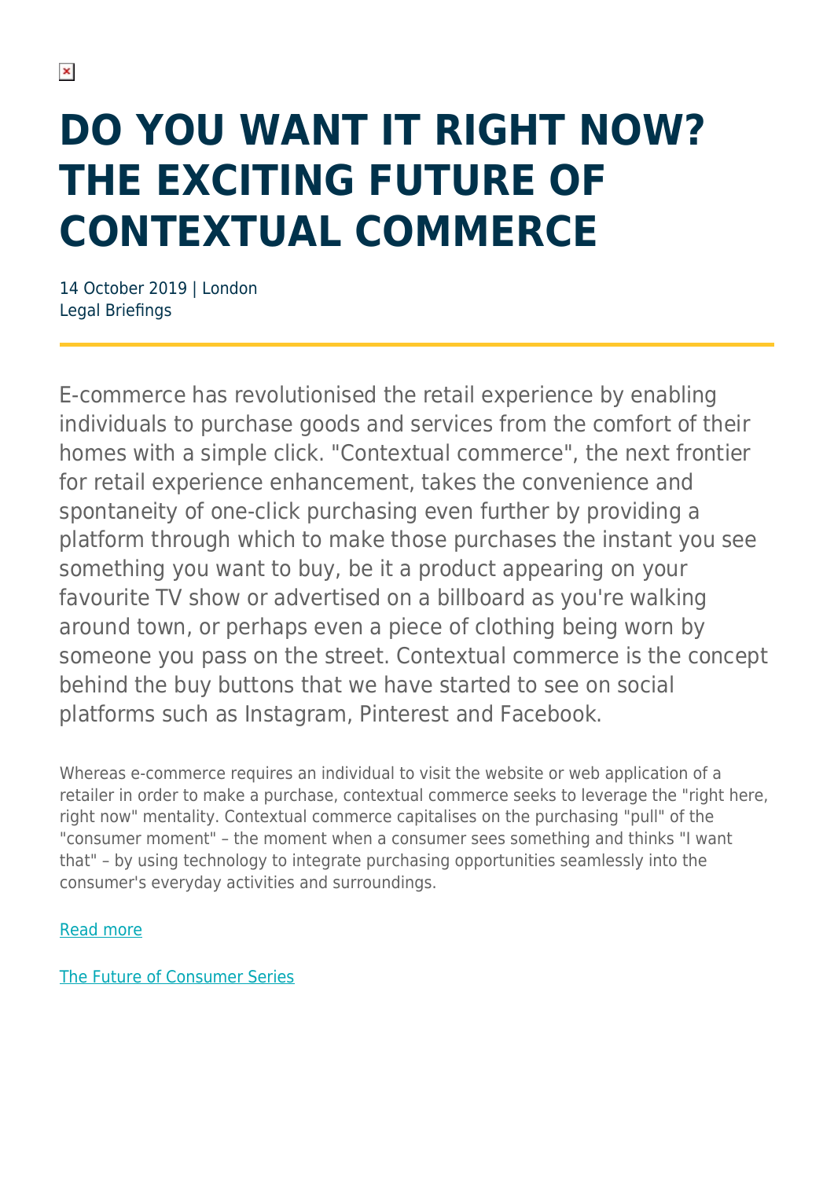# DO YOU WANT IT RIGHT NOW? THE EXCITING FUTURE OF CONTEXTUAL COMMERCE

14 October 2019 | London
Legal Briefings

E-commerce has revolutionised the retail experience by enabling individuals to purchase goods and services from the comfort of their homes with a simple click. "Contextual commerce", the next frontier for retail experience enhancement, takes the convenience and spontaneity of one-click purchasing even further by providing a platform through which to make those purchases the instant you see something you want to buy, be it a product appearing on your favourite TV show or advertised on a billboard as you're walking around town, or perhaps even a piece of clothing being worn by someone you pass on the street. Contextual commerce is the concept behind the buy buttons that we have started to see on social platforms such as Instagram, Pinterest and Facebook.

Whereas e-commerce requires an individual to visit the website or web application of a retailer in order to make a purchase, contextual commerce seeks to leverage the "right here, right now" mentality. Contextual commerce capitalises on the purchasing "pull" of the "consumer moment" – the moment when a consumer sees something and thinks "I want that" – by using technology to integrate purchasing opportunities seamlessly into the consumer's everyday activities and surroundings.

Read more

The Future of Consumer Series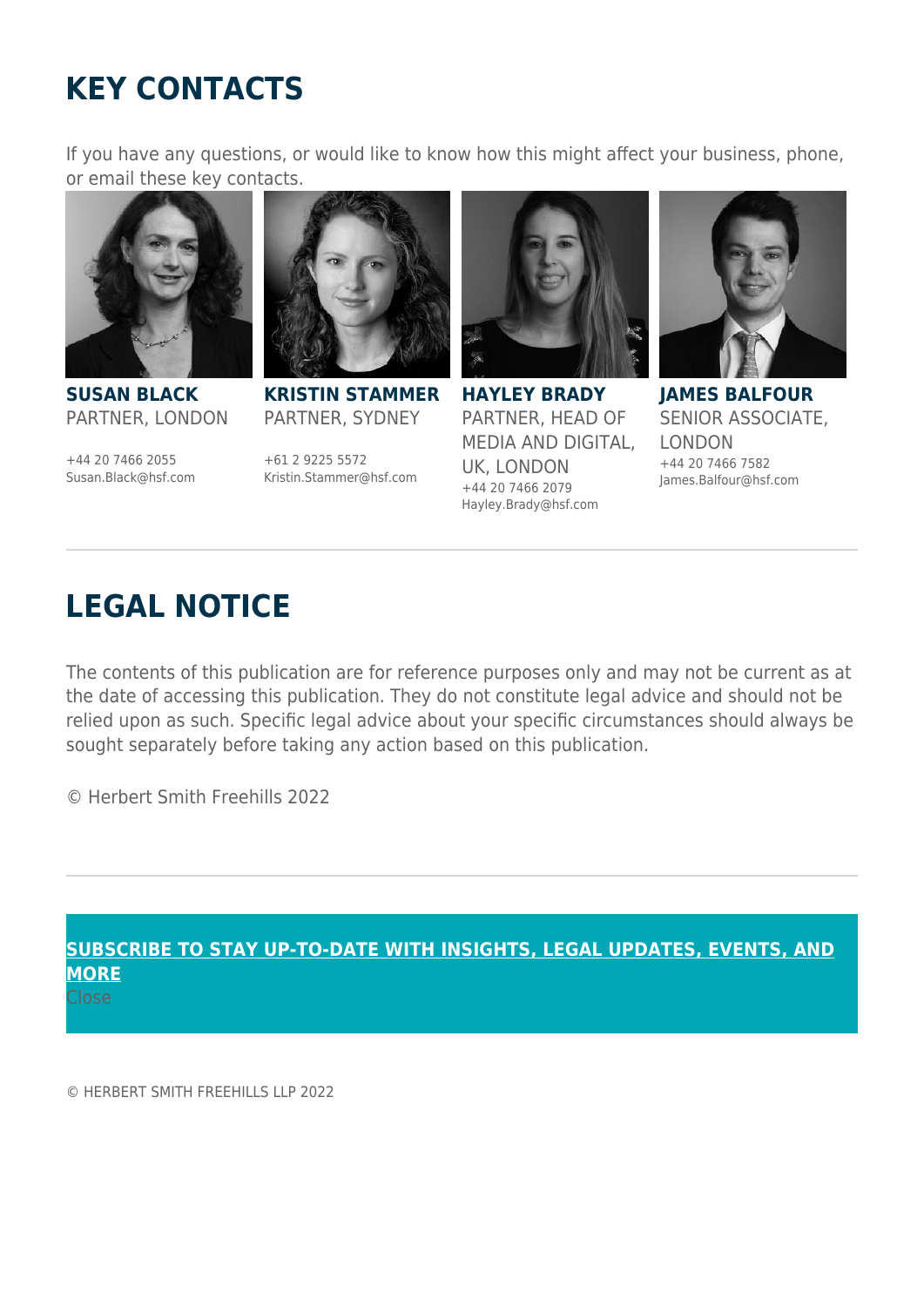## KEY CONTACTS

If you have any questions, or would like to know how this might affect your business, phone, or email these key contacts.

**SUSAN BLACK**
PARTNER, LONDON

+44 20 7466 2055
Susan.Black@hsf.com

**KRISTIN STAMMER**
PARTNER, SYDNEY

+61 2 9225 5572
Kristin.Stammer@hsf.com

**HAYLEY BRADY**
PARTNER, HEAD OF MEDIA AND DIGITAL, UK, LONDON

+44 20 7466 2079
Hayley.Brady@hsf.com

**JAMES BALFOUR**
SENIOR ASSOCIATE, LONDON

+44 20 7466 7582
James.Balfour@hsf.com

## LEGAL NOTICE

The contents of this publication are for reference purposes only and may not be current as at the date of accessing this publication. They do not constitute legal advice and should not be relied upon as such. Specific legal advice about your specific circumstances should always be sought separately before taking any action based on this publication.

© Herbert Smith Freehills 2022

**SUBSCRIBE TO STAY UP-TO-DATE WITH INSIGHTS, LEGAL UPDATES, EVENTS, AND MORE**

Close

© HERBERT SMITH FREEHILLS LLP 2022